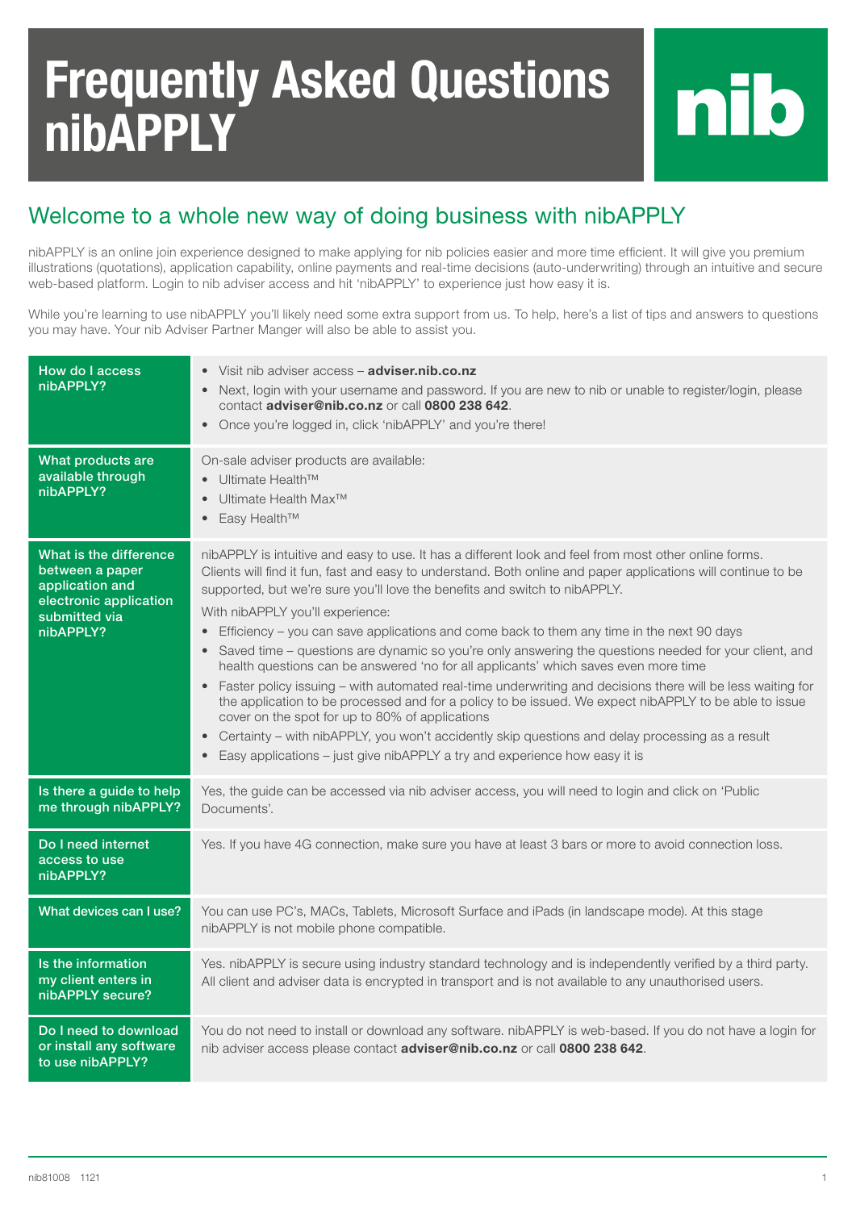# Frequently Asked Questions nibAPPLY

nib

## Welcome to a whole new way of doing business with nibAPPLY

nibAPPLY is an online join experience designed to make applying for nib policies easier and more time efficient. It will give you premium illustrations (quotations), application capability, online payments and real-time decisions (auto-underwriting) through an intuitive and secure web-based platform. Login to nib adviser access and hit 'nibAPPLY' to experience just how easy it is.

While you're learning to use nibAPPLY you'll likely need some extra support from us. To help, here's a list of tips and answers to questions you may have. Your nib Adviser Partner Manger will also be able to assist you.

| Question | Answer |
|---|---|
| How do I access nibAPPLY? | • Visit nib adviser access – **adviser.nib.co.nz**<br>• Next, login with your username and password. If you are new to nib or unable to register/login, please contact **adviser@nib.co.nz** or call **0800 238 642**.<br>• Once you're logged in, click 'nibAPPLY' and you're there! |
| What products are available through nibAPPLY? | On-sale adviser products are available:<br>• Ultimate Health™<br>• Ultimate Health Max™<br>• Easy Health™ |
| What is the difference between a paper application and electronic application submitted via nibAPPLY? | nibAPPLY is intuitive and easy to use. It has a different look and feel from most other online forms. Clients will find it fun, fast and easy to understand. Both online and paper applications will continue to be supported, but we're sure you'll love the benefits and switch to nibAPPLY.<br>With nibAPPLY you'll experience:<br>• Efficiency – you can save applications and come back to them any time in the next 90 days<br>• Saved time – questions are dynamic so you're only answering the questions needed for your client, and health questions can be answered 'no for all applicants' which saves even more time<br>• Faster policy issuing – with automated real-time underwriting and decisions there will be less waiting for the application to be processed and for a policy to be issued. We expect nibAPPLY to be able to issue cover on the spot for up to 80% of applications<br>• Certainty – with nibAPPLY, you won't accidently skip questions and delay processing as a result<br>• Easy applications – just give nibAPPLY a try and experience how easy it is |
| Is there a guide to help me through nibAPPLY? | Yes, the guide can be accessed via nib adviser access, you will need to login and click on 'Public Documents'. |
| Do I need internet access to use nibAPPLY? | Yes. If you have 4G connection, make sure you have at least 3 bars or more to avoid connection loss. |
| What devices can I use? | You can use PC's, MACs, Tablets, Microsoft Surface and iPads (in landscape mode). At this stage nibAPPLY is not mobile phone compatible. |
| Is the information my client enters in nibAPPLY secure? | Yes. nibAPPLY is secure using industry standard technology and is independently verified by a third party. All client and adviser data is encrypted in transport and is not available to any unauthorised users. |
| Do I need to download or install any software to use nibAPPLY? | You do not need to install or download any software. nibAPPLY is web-based. If you do not have a login for nib adviser access please contact **adviser@nib.co.nz** or call **0800 238 642**. |

nib81008 1121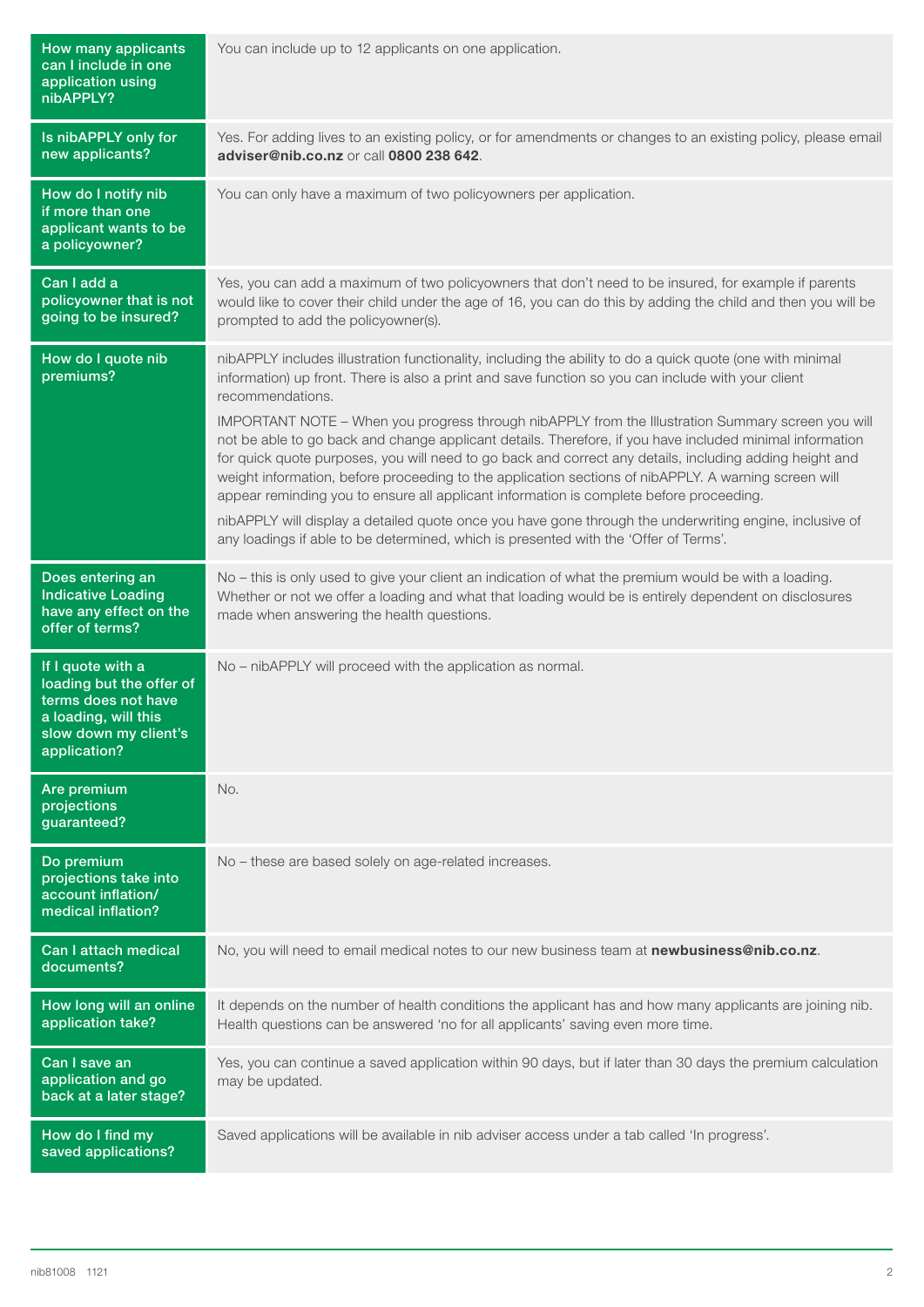| How many applicants can I include in one application using nibAPPLY? | You can include up to 12 applicants on one application. |
|---|---|
| Is nibAPPLY only for new applicants? | Yes. For adding lives to an existing policy, or for amendments or changes to an existing policy, please email **adviser@nib.co.nz** or call **0800 238 642**. |
| How do I notify nib if more than one applicant wants to be a policyowner? | You can only have a maximum of two policyowners per application. |
| Can I add a policyowner that is not going to be insured? | Yes, you can add a maximum of two policyowners that don't need to be insured, for example if parents would like to cover their child under the age of 16, you can do this by adding the child and then you will be prompted to add the policyowner(s). |
| How do I quote nib premiums? | nibAPPLY includes illustration functionality, including the ability to do a quick quote (one with minimal information) up front. There is also a print and save function so you can include with your client recommendations.<br><br>IMPORTANT NOTE – When you progress through nibAPPLY from the Illustration Summary screen you will not be able to go back and change applicant details. Therefore, if you have included minimal information for quick quote purposes, you will need to go back and correct any details, including adding height and weight information, before proceeding to the application sections of nibAPPLY. A warning screen will appear reminding you to ensure all applicant information is complete before proceeding.<br><br>nibAPPLY will display a detailed quote once you have gone through the underwriting engine, inclusive of any loadings if able to be determined, which is presented with the 'Offer of Terms'. |
| Does entering an Indicative Loading have any effect on the offer of terms? | No – this is only used to give your client an indication of what the premium would be with a loading. Whether or not we offer a loading and what that loading would be is entirely dependent on disclosures made when answering the health questions. |
| If I quote with a loading but the offer of terms does not have a loading, will this slow down my client's application? | No – nibAPPLY will proceed with the application as normal. |
| Are premium projections guaranteed? | No. |
| Do premium projections take into account inflation/ medical inflation? | No – these are based solely on age-related increases. |
| Can I attach medical documents? | No, you will need to email medical notes to our new business team at **newbusiness@nib.co.nz**. |
| How long will an online application take? | It depends on the number of health conditions the applicant has and how many applicants are joining nib. Health questions can be answered 'no for all applicants' saving even more time. |
| Can I save an application and go back at a later stage? | Yes, you can continue a saved application within 90 days, but if later than 30 days the premium calculation may be updated. |
| How do I find my saved applications? | Saved applications will be available in nib adviser access under a tab called 'In progress'. |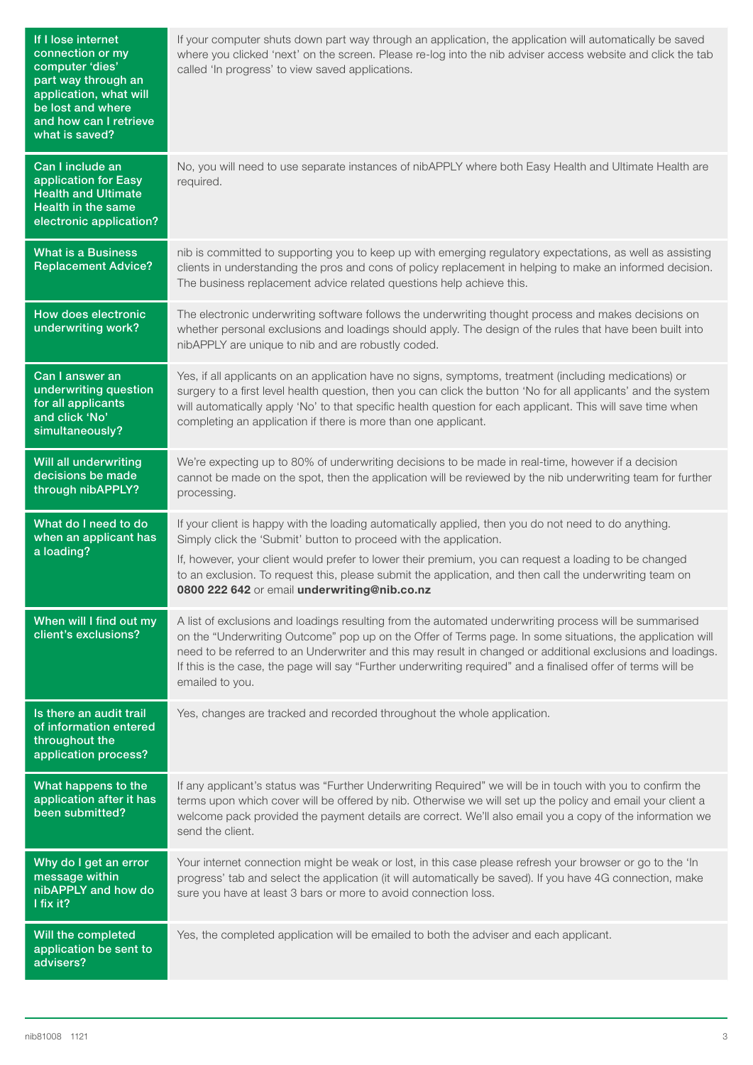| | |
|---|---|
| **If I lose internet connection or my computer 'dies' part way through an application, what will be lost and where and how can I retrieve what is saved?** | If your computer shuts down part way through an application, the application will automatically be saved where you clicked 'next' on the screen. Please re-log into the nib adviser access website and click the tab called 'In progress' to view saved applications. |
| **Can I include an application for Easy Health and Ultimate Health in the same electronic application?** | No, you will need to use separate instances of nibAPPLY where both Easy Health and Ultimate Health are required. |
| **What is a Business Replacement Advice?** | nib is committed to supporting you to keep up with emerging regulatory expectations, as well as assisting clients in understanding the pros and cons of policy replacement in helping to make an informed decision. The business replacement advice related questions help achieve this. |
| **How does electronic underwriting work?** | The electronic underwriting software follows the underwriting thought process and makes decisions on whether personal exclusions and loadings should apply. The design of the rules that have been built into nibAPPLY are unique to nib and are robustly coded. |
| **Can I answer an underwriting question for all applicants and click 'No' simultaneously?** | Yes, if all applicants on an application have no signs, symptoms, treatment (including medications) or surgery to a first level health question, then you can click the button 'No for all applicants' and the system will automatically apply 'No' to that specific health question for each applicant. This will save time when completing an application if there is more than one applicant. |
| **Will all underwriting decisions be made through nibAPPLY?** | We're expecting up to 80% of underwriting decisions to be made in real-time, however if a decision cannot be made on the spot, then the application will be reviewed by the nib underwriting team for further processing. |
| **What do I need to do when an applicant has a loading?** | If your client is happy with the loading automatically applied, then you do not need to do anything. Simply click the 'Submit' button to proceed with the application.<br><br>If, however, your client would prefer to lower their premium, you can request a loading to be changed to an exclusion. To request this, please submit the application, and then call the underwriting team on **0800 222 642** or email **underwriting@nib.co.nz** |
| **When will I find out my client's exclusions?** | A list of exclusions and loadings resulting from the automated underwriting process will be summarised on the "Underwriting Outcome" pop up on the Offer of Terms page. In some situations, the application will need to be referred to an Underwriter and this may result in changed or additional exclusions and loadings. If this is the case, the page will say "Further underwriting required" and a finalised offer of terms will be emailed to you. |
| **Is there an audit trail of information entered throughout the application process?** | Yes, changes are tracked and recorded throughout the whole application. |
| **What happens to the application after it has been submitted?** | If any applicant's status was "Further Underwriting Required" we will be in touch with you to confirm the terms upon which cover will be offered by nib. Otherwise we will set up the policy and email your client a welcome pack provided the payment details are correct. We'll also email you a copy of the information we send the client. |
| **Why do I get an error message within nibAPPLY and how do I fix it?** | Your internet connection might be weak or lost, in this case please refresh your browser or go to the 'In progress' tab and select the application (it will automatically be saved). If you have 4G connection, make sure you have at least 3 bars or more to avoid connection loss. |
| **Will the completed application be sent to advisers?** | Yes, the completed application will be emailed to both the adviser and each applicant. |

nib81008 1121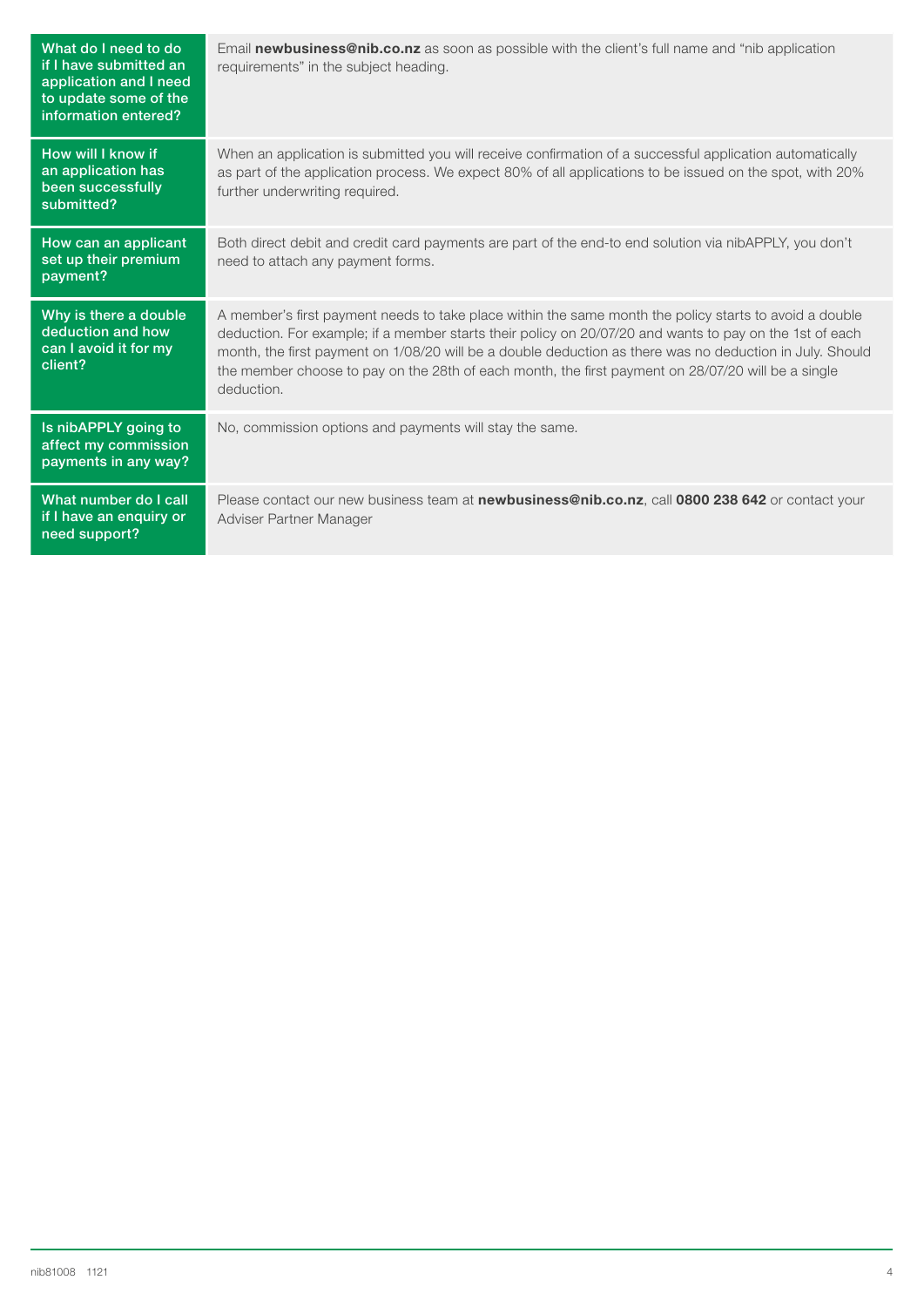| | |
|---|---|
| **What do I need to do if I have submitted an application and I need to update some of the information entered?** | Email **newbusiness@nib.co.nz** as soon as possible with the client's full name and "nib application requirements" in the subject heading. |
| **How will I know if an application has been successfully submitted?** | When an application is submitted you will receive confirmation of a successful application automatically as part of the application process. We expect 80% of all applications to be issued on the spot, with 20% further underwriting required. |
| **How can an applicant set up their premium payment?** | Both direct debit and credit card payments are part of the end-to end solution via nibAPPLY, you don't need to attach any payment forms. |
| **Why is there a double deduction and how can I avoid it for my client?** | A member's first payment needs to take place within the same month the policy starts to avoid a double deduction. For example; if a member starts their policy on 20/07/20 and wants to pay on the 1st of each month, the first payment on 1/08/20 will be a double deduction as there was no deduction in July. Should the member choose to pay on the 28th of each month, the first payment on 28/07/20 will be a single deduction. |
| **Is nibAPPLY going to affect my commission payments in any way?** | No, commission options and payments will stay the same. |
| **What number do I call if I have an enquiry or need support?** | Please contact our new business team at **newbusiness@nib.co.nz**, call **0800 238 642** or contact your Adviser Partner Manager |

nib81008 1121